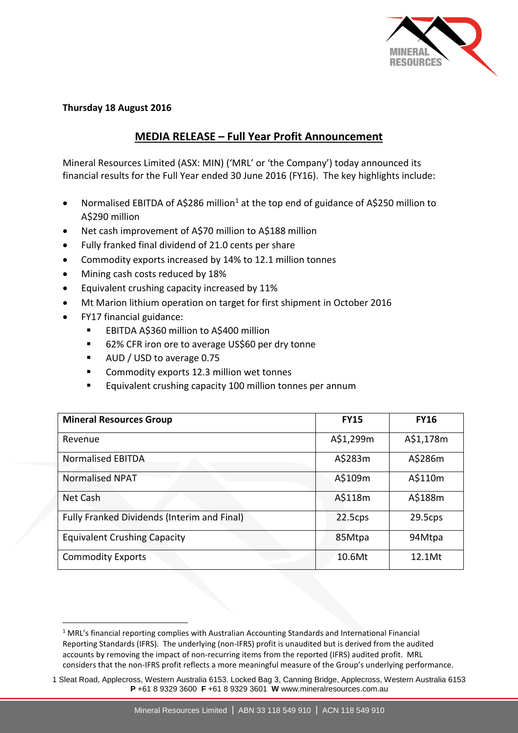**Thursday 18 August 2016**

## MEDIA RELEASE – Full Year Profit Announcement

Mineral Resources Limited (ASX: MIN) ('MRL' or 'the Company') today announced its financial results for the Full Year ended 30 June 2016 (FY16). The key highlights include:

- Normalised EBITDA of A$286 million[1] at the top end of guidance of A$250 million to A$290 million
- Net cash improvement of A$70 million to A$188 million
- Fully franked final dividend of 21.0 cents per share
- Commodity exports increased by 14% to 12.1 million tonnes
- Mining cash costs reduced by 18%
- Equivalent crushing capacity increased by 11%
- Mt Marion lithium operation on target for first shipment in October 2016
- FY17 financial guidance:
  - EBITDA A$360 million to A$400 million
  - 62% CFR iron ore to average US$60 per dry tonne
  - AUD / USD to average 0.75
  - Commodity exports 12.3 million wet tonnes
  - Equivalent crushing capacity 100 million tonnes per annum

| Mineral Resources Group | FY15 | FY16 |
|---|---|---|
| Revenue | A$1,299m | A$1,178m |
| Normalised EBITDA | A$283m | A$286m |
| Normalised NPAT | A$109m | A$110m |
| Net Cash | A$118m | A$188m |
| Fully Franked Dividends (Interim and Final) | 22.5cps | 29.5cps |
| Equivalent Crushing Capacity | 85Mtpa | 94Mtpa |
| Commodity Exports | 10.6Mt | 12.1Mt |

[1] MRL's financial reporting complies with Australian Accounting Standards and International Financial Reporting Standards (IFRS). The underlying (non-IFRS) profit is unaudited but is derived from the audited accounts by removing the impact of non-recurring items from the reported (IFRS) audited profit. MRL considers that the non-IFRS profit reflects a more meaningful measure of the Group's underlying performance.

1 Sleat Road, Applecross, Western Australia 6153. Locked Bag 3, Canning Bridge, Applecross, Western Australia 6153
**P** +61 8 9329 3600 **F** +61 8 9329 3601 **W** www.mineralresources.com.au

Mineral Resources Limited | ABN 33 118 549 910 | ACN 118 549 910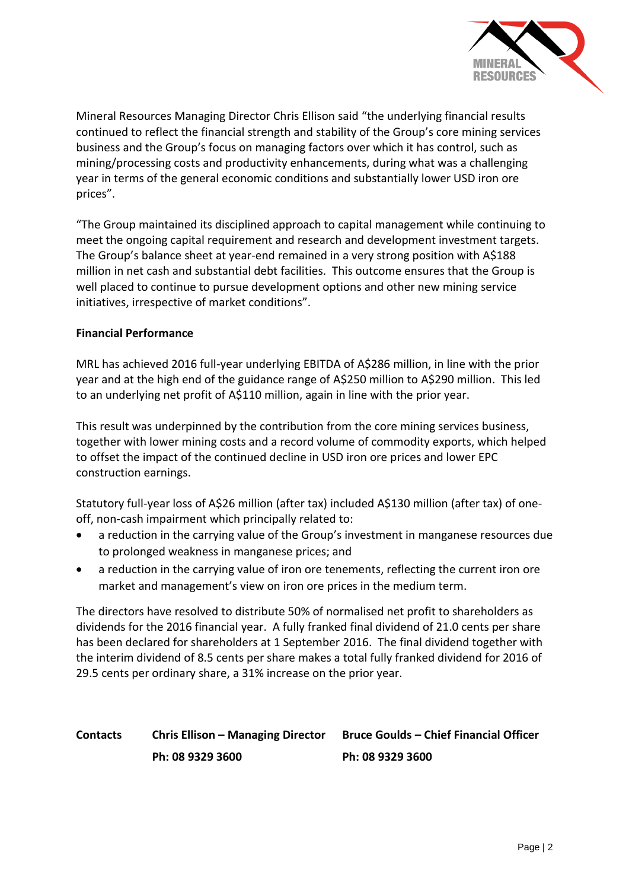Mineral Resources Managing Director Chris Ellison said "the underlying financial results continued to reflect the financial strength and stability of the Group's core mining services business and the Group's focus on managing factors over which it has control, such as mining/processing costs and productivity enhancements, during what was a challenging year in terms of the general economic conditions and substantially lower USD iron ore prices".

"The Group maintained its disciplined approach to capital management while continuing to meet the ongoing capital requirement and research and development investment targets. The Group's balance sheet at year-end remained in a very strong position with A$188 million in net cash and substantial debt facilities. This outcome ensures that the Group is well placed to continue to pursue development options and other new mining service initiatives, irrespective of market conditions".

**Financial Performance**

MRL has achieved 2016 full-year underlying EBITDA of A$286 million, in line with the prior year and at the high end of the guidance range of A$250 million to A$290 million. This led to an underlying net profit of A$110 million, again in line with the prior year.

This result was underpinned by the contribution from the core mining services business, together with lower mining costs and a record volume of commodity exports, which helped to offset the impact of the continued decline in USD iron ore prices and lower EPC construction earnings.

Statutory full-year loss of A$26 million (after tax) included A$130 million (after tax) of one-off, non-cash impairment which principally related to:

- a reduction in the carrying value of the Group's investment in manganese resources due to prolonged weakness in manganese prices; and
- a reduction in the carrying value of iron ore tenements, reflecting the current iron ore market and management's view on iron ore prices in the medium term.

The directors have resolved to distribute 50% of normalised net profit to shareholders as dividends for the 2016 financial year. A fully franked final dividend of 21.0 cents per share has been declared for shareholders at 1 September 2016. The final dividend together with the interim dividend of 8.5 cents per share makes a total fully franked dividend for 2016 of 29.5 cents per ordinary share, a 31% increase on the prior year.

| | | |
|---|---|---|
| **Contacts** | **Chris Ellison – Managing Director** | **Bruce Goulds – Chief Financial Officer** |
| | **Ph: 08 9329 3600** | **Ph: 08 9329 3600** |